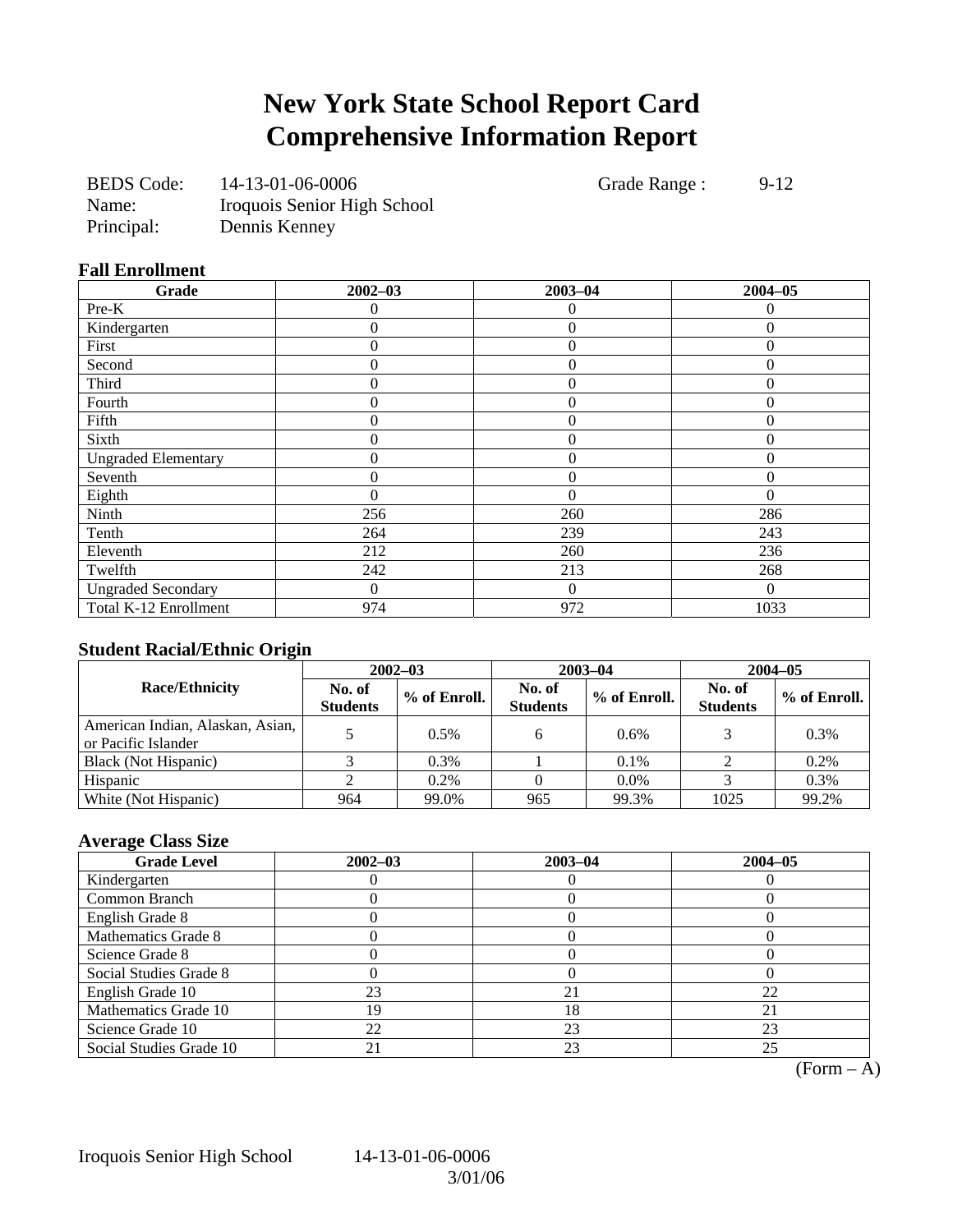# New York State School Report Card
# Comprehensive Information Report

BEDS Code: 14-13-01-06-0006 Grade Range : 9-12
Name: Iroquois Senior High School
Principal: Dennis Kenney

### Fall Enrollment

| Grade | 2002–03 | 2003–04 | 2004–05 |
|---|---|---|---|
| Pre-K | 0 | 0 | 0 |
| Kindergarten | 0 | 0 | 0 |
| First | 0 | 0 | 0 |
| Second | 0 | 0 | 0 |
| Third | 0 | 0 | 0 |
| Fourth | 0 | 0 | 0 |
| Fifth | 0 | 0 | 0 |
| Sixth | 0 | 0 | 0 |
| Ungraded Elementary | 0 | 0 | 0 |
| Seventh | 0 | 0 | 0 |
| Eighth | 0 | 0 | 0 |
| Ninth | 256 | 260 | 286 |
| Tenth | 264 | 239 | 243 |
| Eleventh | 212 | 260 | 236 |
| Twelfth | 242 | 213 | 268 |
| Ungraded Secondary | 0 | 0 | 0 |
| Total K-12 Enrollment | 974 | 972 | 1033 |

### Student Racial/Ethnic Origin

| Race/Ethnicity | 2002–03 | | 2003–04 | | 2004–05 | |
|---|---|---|---|---|---|---|
| | No. of Students | % of Enroll. | No. of Students | % of Enroll. | No. of Students | % of Enroll. |
| American Indian, Alaskan, Asian, or Pacific Islander | 5 | 0.5% | 6 | 0.6% | 3 | 0.3% |
| Black (Not Hispanic) | 3 | 0.3% | 1 | 0.1% | 2 | 0.2% |
| Hispanic | 2 | 0.2% | 0 | 0.0% | 3 | 0.3% |
| White (Not Hispanic) | 964 | 99.0% | 965 | 99.3% | 1025 | 99.2% |

### Average Class Size

| Grade Level | 2002–03 | 2003–04 | 2004–05 |
|---|---|---|---|
| Kindergarten | 0 | 0 | 0 |
| Common Branch | 0 | 0 | 0 |
| English Grade 8 | 0 | 0 | 0 |
| Mathematics Grade 8 | 0 | 0 | 0 |
| Science Grade 8 | 0 | 0 | 0 |
| Social Studies Grade 8 | 0 | 0 | 0 |
| English Grade 10 | 23 | 21 | 22 |
| Mathematics Grade 10 | 19 | 18 | 21 |
| Science Grade 10 | 22 | 23 | 23 |
| Social Studies Grade 10 | 21 | 23 | 25 |

(Form – A)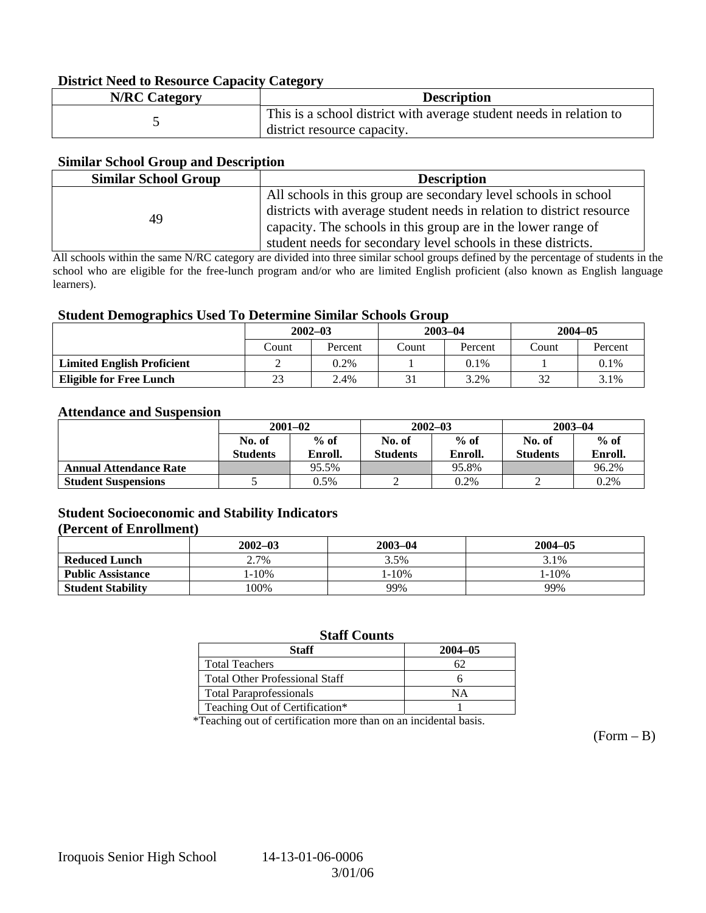### District Need to Resource Capacity Category

| N/RC Category | Description |
|---|---|
| 5 | This is a school district with average student needs in relation to district resource capacity. |

### Similar School Group and Description

| Similar School Group | Description |
|---|---|
| 49 | All schools in this group are secondary level schools in school districts with average student needs in relation to district resource capacity. The schools in this group are in the lower range of student needs for secondary level schools in these districts. |

All schools within the same N/RC category are divided into three similar school groups defined by the percentage of students in the school who are eligible for the free-lunch program and/or who are limited English proficient (also known as English language learners).

### Student Demographics Used To Determine Similar Schools Group

| | 2002–03 | | 2003–04 | | 2004–05 | |
|---|---|---|---|---|---|---|
| | Count | Percent | Count | Percent | Count | Percent |
| **Limited English Proficient** | 2 | 0.2% | 1 | 0.1% | 1 | 0.1% |
| **Eligible for Free Lunch** | 23 | 2.4% | 31 | 3.2% | 32 | 3.1% |

### Attendance and Suspension

| | 2001–02 | | 2002–03 | | 2003–04 | |
|---|---|---|---|---|---|---|
| | No. of Students | % of Enroll. | No. of Students | % of Enroll. | No. of Students | % of Enroll. |
| **Annual Attendance Rate** | | 95.5% | | 95.8% | | 96.2% |
| **Student Suspensions** | 5 | 0.5% | 2 | 0.2% | 2 | 0.2% |

### Student Socioeconomic and Stability Indicators (Percent of Enrollment)

| | 2002–03 | 2003–04 | 2004–05 |
|---|---|---|---|
| **Reduced Lunch** | 2.7% | 3.5% | 3.1% |
| **Public Assistance** | 1-10% | 1-10% | 1-10% |
| **Student Stability** | 100% | 99% | 99% |

### Staff Counts

| Staff | 2004–05 |
|---|---|
| Total Teachers | 62 |
| Total Other Professional Staff | 6 |
| Total Paraprofessionals | NA |
| Teaching Out of Certification* | 1 |

*Teaching out of certification more than on an incidental basis.

(Form – B)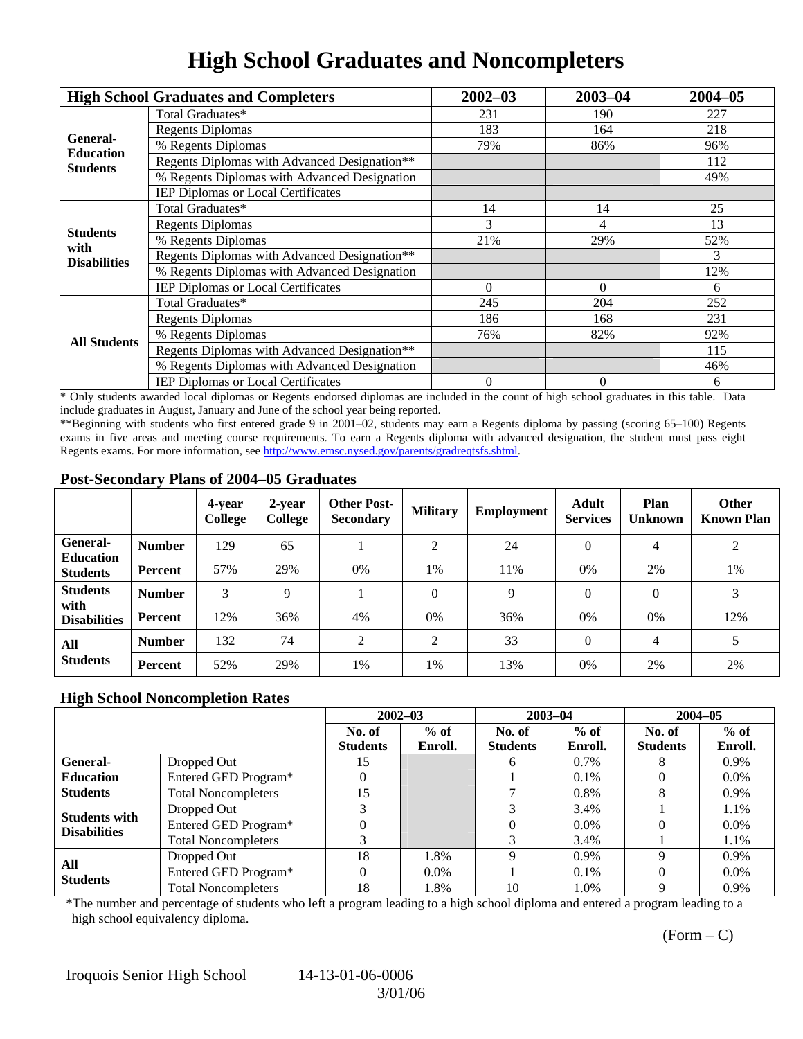# High School Graduates and Noncompleters

| High School Graduates and Completers | | 2002–03 | 2003–04 | 2004–05 |
|---|---|---|---|---|
| General-Education Students | Total Graduates* | 231 | 190 | 227 |
| | Regents Diplomas | 183 | 164 | 218 |
| | % Regents Diplomas | 79% | 86% | 96% |
| | Regents Diplomas with Advanced Designation** | | | 112 |
| | % Regents Diplomas with Advanced Designation | | | 49% |
| | IEP Diplomas or Local Certificates | | | |
| Students with Disabilities | Total Graduates* | 14 | 14 | 25 |
| | Regents Diplomas | 3 | 4 | 13 |
| | % Regents Diplomas | 21% | 29% | 52% |
| | Regents Diplomas with Advanced Designation** | | | 3 |
| | % Regents Diplomas with Advanced Designation | | | 12% |
| | IEP Diplomas or Local Certificates | 0 | 0 | 6 |
| All Students | Total Graduates* | 245 | 204 | 252 |
| | Regents Diplomas | 186 | 168 | 231 |
| | % Regents Diplomas | 76% | 82% | 92% |
| | Regents Diplomas with Advanced Designation** | | | 115 |
| | % Regents Diplomas with Advanced Designation | | | 46% |
| | IEP Diplomas or Local Certificates | 0 | 0 | 6 |

* Only students awarded local diplomas or Regents endorsed diplomas are included in the count of high school graduates in this table. Data include graduates in August, January and June of the school year being reported.

**Beginning with students who first entered grade 9 in 2001–02, students may earn a Regents diploma by passing (scoring 65–100) Regents exams in five areas and meeting course requirements. To earn a Regents diploma with advanced designation, the student must pass eight Regents exams. For more information, see http://www.emsc.nysed.gov/parents/gradreqtsfs.shtml.

## Post-Secondary Plans of 2004–05 Graduates

| | | 4-year College | 2-year College | Other Post-Secondary | Military | Employment | Adult Services | Plan Unknown | Other Known Plan |
|---|---|---|---|---|---|---|---|---|---|
| General-Education Students | Number | 129 | 65 | 1 | 2 | 24 | 0 | 4 | 2 |
| | Percent | 57% | 29% | 0% | 1% | 11% | 0% | 2% | 1% |
| Students with Disabilities | Number | 3 | 9 | 1 | 0 | 9 | 0 | 0 | 3 |
| | Percent | 12% | 36% | 4% | 0% | 36% | 0% | 0% | 12% |
| All Students | Number | 132 | 74 | 2 | 2 | 33 | 0 | 4 | 5 |
| | Percent | 52% | 29% | 1% | 1% | 13% | 0% | 2% | 2% |

## High School Noncompletion Rates

| | | 2002–03 | | 2003–04 | | 2004–05 | |
|---|---|---|---|---|---|---|---|
| | | No. of Students | % of Enroll. | No. of Students | % of Enroll. | No. of Students | % of Enroll. |
| General-Education Students | Dropped Out | 15 | | 6 | 0.7% | 8 | 0.9% |
| | Entered GED Program* | 0 | | 1 | 0.1% | 0 | 0.0% |
| | Total Noncompleters | 15 | | 7 | 0.8% | 8 | 0.9% |
| Students with Disabilities | Dropped Out | 3 | | 3 | 3.4% | 1 | 1.1% |
| | Entered GED Program* | 0 | | 0 | 0.0% | 0 | 0.0% |
| | Total Noncompleters | 3 | | 3 | 3.4% | 1 | 1.1% |
| All Students | Dropped Out | 18 | 1.8% | 9 | 0.9% | 9 | 0.9% |
| | Entered GED Program* | 0 | 0.0% | 1 | 0.1% | 0 | 0.0% |
| | Total Noncompleters | 18 | 1.8% | 10 | 1.0% | 9 | 0.9% |

*The number and percentage of students who left a program leading to a high school diploma and entered a program leading to a high school equivalency diploma.

(Form – C)

Iroquois Senior High School 14-13-01-06-0006 3/01/06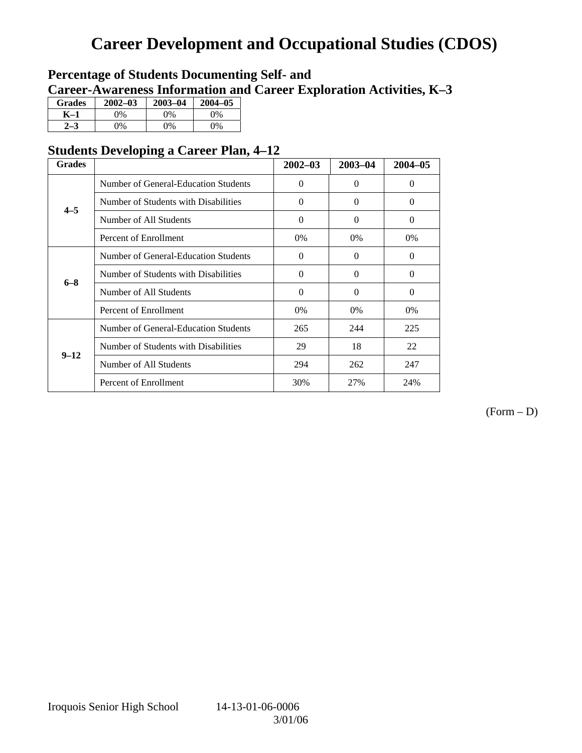# Career Development and Occupational Studies (CDOS)

## Percentage of Students Documenting Self- and Career-Awareness Information and Career Exploration Activities, K–3

| Grades | 2002–03 | 2003–04 | 2004–05 |
|---|---|---|---|
| K–1 | 0% | 0% | 0% |
| 2–3 | 0% | 0% | 0% |

## Students Developing a Career Plan, 4–12

| Grades | | 2002–03 | 2003–04 | 2004–05 |
|---|---|---|---|---|
| 4–5 | Number of General-Education Students | 0 | 0 | 0 |
| | Number of Students with Disabilities | 0 | 0 | 0 |
| | Number of All Students | 0 | 0 | 0 |
| | Percent of Enrollment | 0% | 0% | 0% |
| 6–8 | Number of General-Education Students | 0 | 0 | 0 |
| | Number of Students with Disabilities | 0 | 0 | 0 |
| | Number of All Students | 0 | 0 | 0 |
| | Percent of Enrollment | 0% | 0% | 0% |
| 9–12 | Number of General-Education Students | 265 | 244 | 225 |
| | Number of Students with Disabilities | 29 | 18 | 22 |
| | Number of All Students | 294 | 262 | 247 |
| | Percent of Enrollment | 30% | 27% | 24% |

(Form – D)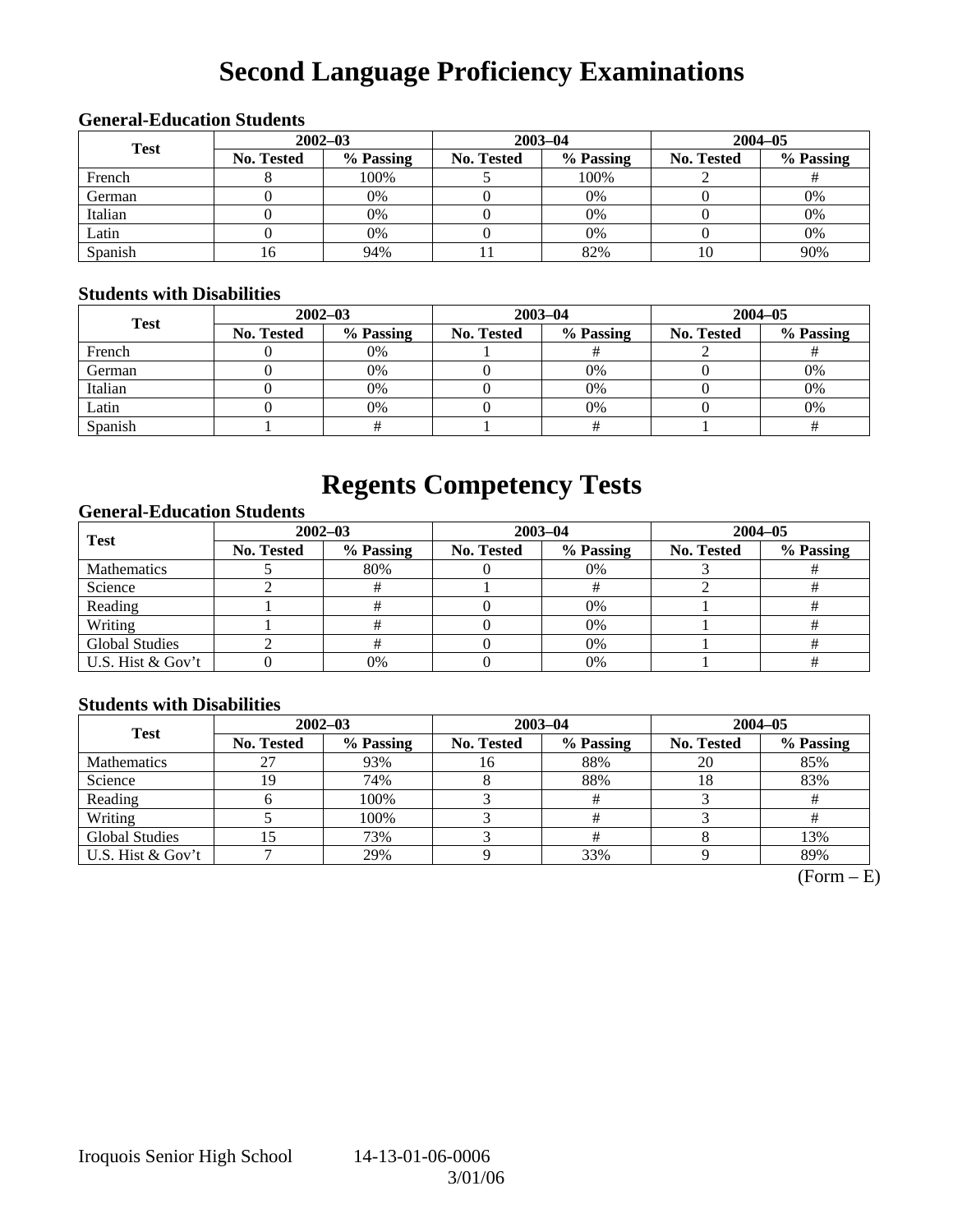# Second Language Proficiency Examinations

### General-Education Students

| Test | 2002–03 | | 2003–04 | | 2004–05 | |
|---|---|---|---|---|---|---|
| | No. Tested | % Passing | No. Tested | % Passing | No. Tested | % Passing |
| French | 8 | 100% | 5 | 100% | 2 | # |
| German | 0 | 0% | 0 | 0% | 0 | 0% |
| Italian | 0 | 0% | 0 | 0% | 0 | 0% |
| Latin | 0 | 0% | 0 | 0% | 0 | 0% |
| Spanish | 16 | 94% | 11 | 82% | 10 | 90% |

### Students with Disabilities

| Test | 2002–03 | | 2003–04 | | 2004–05 | |
|---|---|---|---|---|---|---|
| | No. Tested | % Passing | No. Tested | % Passing | No. Tested | % Passing |
| French | 0 | 0% | 1 | # | 2 | # |
| German | 0 | 0% | 0 | 0% | 0 | 0% |
| Italian | 0 | 0% | 0 | 0% | 0 | 0% |
| Latin | 0 | 0% | 0 | 0% | 0 | 0% |
| Spanish | 1 | # | 1 | # | 1 | # |

# Regents Competency Tests

### General-Education Students

| Test | 2002–03 | | 2003–04 | | 2004–05 | |
|---|---|---|---|---|---|---|
| | No. Tested | % Passing | No. Tested | % Passing | No. Tested | % Passing |
| Mathematics | 5 | 80% | 0 | 0% | 3 | # |
| Science | 2 | # | 1 | # | 2 | # |
| Reading | 1 | # | 0 | 0% | 1 | # |
| Writing | 1 | # | 0 | 0% | 1 | # |
| Global Studies | 2 | # | 0 | 0% | 1 | # |
| U.S. Hist & Gov't | 0 | 0% | 0 | 0% | 1 | # |

### Students with Disabilities

| Test | 2002–03 | | 2003–04 | | 2004–05 | |
|---|---|---|---|---|---|---|
| | No. Tested | % Passing | No. Tested | % Passing | No. Tested | % Passing |
| Mathematics | 27 | 93% | 16 | 88% | 20 | 85% |
| Science | 19 | 74% | 8 | 88% | 18 | 83% |
| Reading | 6 | 100% | 3 | # | 3 | # |
| Writing | 5 | 100% | 3 | # | 3 | # |
| Global Studies | 15 | 73% | 3 | # | 8 | 13% |
| U.S. Hist & Gov't | 7 | 29% | 9 | 33% | 9 | 89% |

(Form – E)

Iroquois Senior High School 14-13-01-06-0006 3/01/06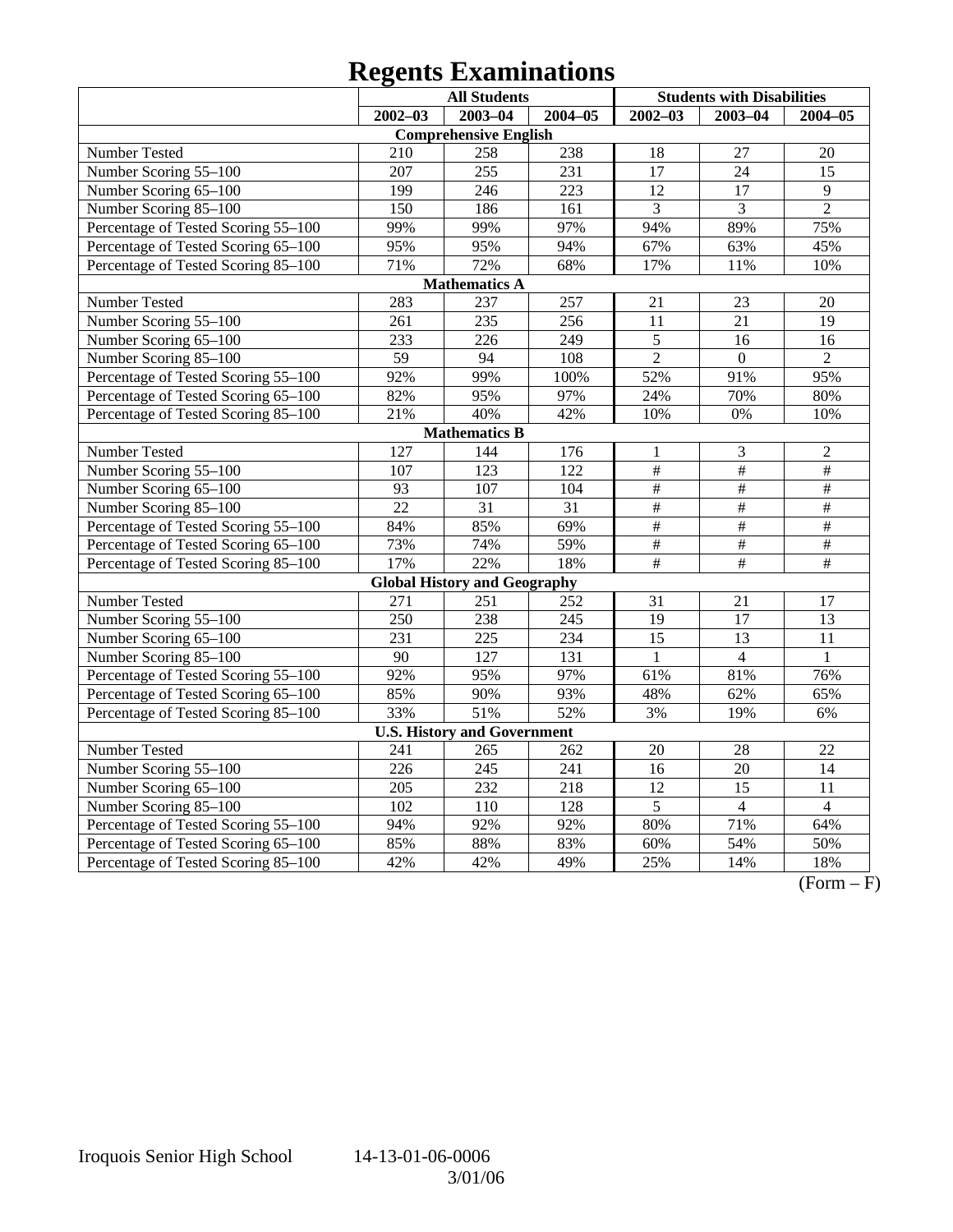# Regents Examinations

| | All Students | | | Students with Disabilities | | |
|---|---|---|---|---|---|---|
| | 2002–03 | 2003–04 | 2004–05 | 2002–03 | 2003–04 | 2004–05 |
| **Comprehensive English** | | | | | | |
| Number Tested | 210 | 258 | 238 | 18 | 27 | 20 |
| Number Scoring 55–100 | 207 | 255 | 231 | 17 | 24 | 15 |
| Number Scoring 65–100 | 199 | 246 | 223 | 12 | 17 | 9 |
| Number Scoring 85–100 | 150 | 186 | 161 | 3 | 3 | 2 |
| Percentage of Tested Scoring 55–100 | 99% | 99% | 97% | 94% | 89% | 75% |
| Percentage of Tested Scoring 65–100 | 95% | 95% | 94% | 67% | 63% | 45% |
| Percentage of Tested Scoring 85–100 | 71% | 72% | 68% | 17% | 11% | 10% |
| **Mathematics A** | | | | | | |
| Number Tested | 283 | 237 | 257 | 21 | 23 | 20 |
| Number Scoring 55–100 | 261 | 235 | 256 | 11 | 21 | 19 |
| Number Scoring 65–100 | 233 | 226 | 249 | 5 | 16 | 16 |
| Number Scoring 85–100 | 59 | 94 | 108 | 2 | 0 | 2 |
| Percentage of Tested Scoring 55–100 | 92% | 99% | 100% | 52% | 91% | 95% |
| Percentage of Tested Scoring 65–100 | 82% | 95% | 97% | 24% | 70% | 80% |
| Percentage of Tested Scoring 85–100 | 21% | 40% | 42% | 10% | 0% | 10% |
| **Mathematics B** | | | | | | |
| Number Tested | 127 | 144 | 176 | 1 | 3 | 2 |
| Number Scoring 55–100 | 107 | 123 | 122 | # | # | # |
| Number Scoring 65–100 | 93 | 107 | 104 | # | # | # |
| Number Scoring 85–100 | 22 | 31 | 31 | # | # | # |
| Percentage of Tested Scoring 55–100 | 84% | 85% | 69% | # | # | # |
| Percentage of Tested Scoring 65–100 | 73% | 74% | 59% | # | # | # |
| Percentage of Tested Scoring 85–100 | 17% | 22% | 18% | # | # | # |
| **Global History and Geography** | | | | | | |
| Number Tested | 271 | 251 | 252 | 31 | 21 | 17 |
| Number Scoring 55–100 | 250 | 238 | 245 | 19 | 17 | 13 |
| Number Scoring 65–100 | 231 | 225 | 234 | 15 | 13 | 11 |
| Number Scoring 85–100 | 90 | 127 | 131 | 1 | 4 | 1 |
| Percentage of Tested Scoring 55–100 | 92% | 95% | 97% | 61% | 81% | 76% |
| Percentage of Tested Scoring 65–100 | 85% | 90% | 93% | 48% | 62% | 65% |
| Percentage of Tested Scoring 85–100 | 33% | 51% | 52% | 3% | 19% | 6% |
| **U.S. History and Government** | | | | | | |
| Number Tested | 241 | 265 | 262 | 20 | 28 | 22 |
| Number Scoring 55–100 | 226 | 245 | 241 | 16 | 20 | 14 |
| Number Scoring 65–100 | 205 | 232 | 218 | 12 | 15 | 11 |
| Number Scoring 85–100 | 102 | 110 | 128 | 5 | 4 | 4 |
| Percentage of Tested Scoring 55–100 | 94% | 92% | 92% | 80% | 71% | 64% |
| Percentage of Tested Scoring 65–100 | 85% | 88% | 83% | 60% | 54% | 50% |
| Percentage of Tested Scoring 85–100 | 42% | 42% | 49% | 25% | 14% | 18% |

(Form – F)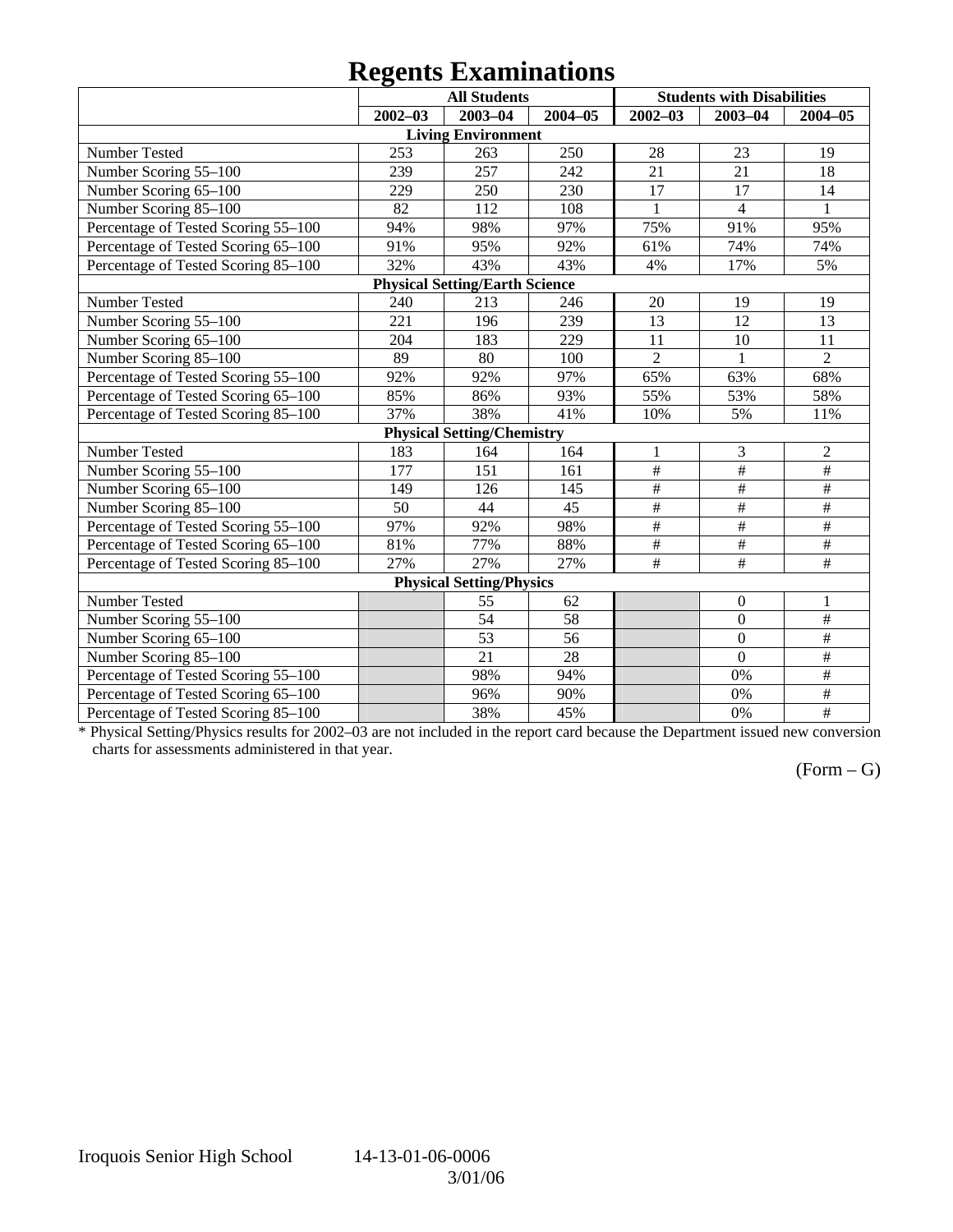# Regents Examinations

| | All Students | | | Students with Disabilities | | |
|---|---|---|---|---|---|---|
| | 2002–03 | 2003–04 | 2004–05 | 2002–03 | 2003–04 | 2004–05 |
| **Living Environment** | | | | | | |
| Number Tested | 253 | 263 | 250 | 28 | 23 | 19 |
| Number Scoring 55–100 | 239 | 257 | 242 | 21 | 21 | 18 |
| Number Scoring 65–100 | 229 | 250 | 230 | 17 | 17 | 14 |
| Number Scoring 85–100 | 82 | 112 | 108 | 1 | 4 | 1 |
| Percentage of Tested Scoring 55–100 | 94% | 98% | 97% | 75% | 91% | 95% |
| Percentage of Tested Scoring 65–100 | 91% | 95% | 92% | 61% | 74% | 74% |
| Percentage of Tested Scoring 85–100 | 32% | 43% | 43% | 4% | 17% | 5% |
| **Physical Setting/Earth Science** | | | | | | |
| Number Tested | 240 | 213 | 246 | 20 | 19 | 19 |
| Number Scoring 55–100 | 221 | 196 | 239 | 13 | 12 | 13 |
| Number Scoring 65–100 | 204 | 183 | 229 | 11 | 10 | 11 |
| Number Scoring 85–100 | 89 | 80 | 100 | 2 | 1 | 2 |
| Percentage of Tested Scoring 55–100 | 92% | 92% | 97% | 65% | 63% | 68% |
| Percentage of Tested Scoring 65–100 | 85% | 86% | 93% | 55% | 53% | 58% |
| Percentage of Tested Scoring 85–100 | 37% | 38% | 41% | 10% | 5% | 11% |
| **Physical Setting/Chemistry** | | | | | | |
| Number Tested | 183 | 164 | 164 | 1 | 3 | 2 |
| Number Scoring 55–100 | 177 | 151 | 161 | # | # | # |
| Number Scoring 65–100 | 149 | 126 | 145 | # | # | # |
| Number Scoring 85–100 | 50 | 44 | 45 | # | # | # |
| Percentage of Tested Scoring 55–100 | 97% | 92% | 98% | # | # | # |
| Percentage of Tested Scoring 65–100 | 81% | 77% | 88% | # | # | # |
| Percentage of Tested Scoring 85–100 | 27% | 27% | 27% | # | # | # |
| **Physical Setting/Physics** | | | | | | |
| Number Tested | | 55 | 62 | | 0 | 1 |
| Number Scoring 55–100 | | 54 | 58 | | 0 | # |
| Number Scoring 65–100 | | 53 | 56 | | 0 | # |
| Number Scoring 85–100 | | 21 | 28 | | 0 | # |
| Percentage of Tested Scoring 55–100 | | 98% | 94% | | 0% | # |
| Percentage of Tested Scoring 65–100 | | 96% | 90% | | 0% | # |
| Percentage of Tested Scoring 85–100 | | 38% | 45% | | 0% | # |

* Physical Setting/Physics results for 2002–03 are not included in the report card because the Department issued new conversion charts for assessments administered in that year.

(Form – G)

Iroquois Senior High School 14-13-01-06-0006

3/01/06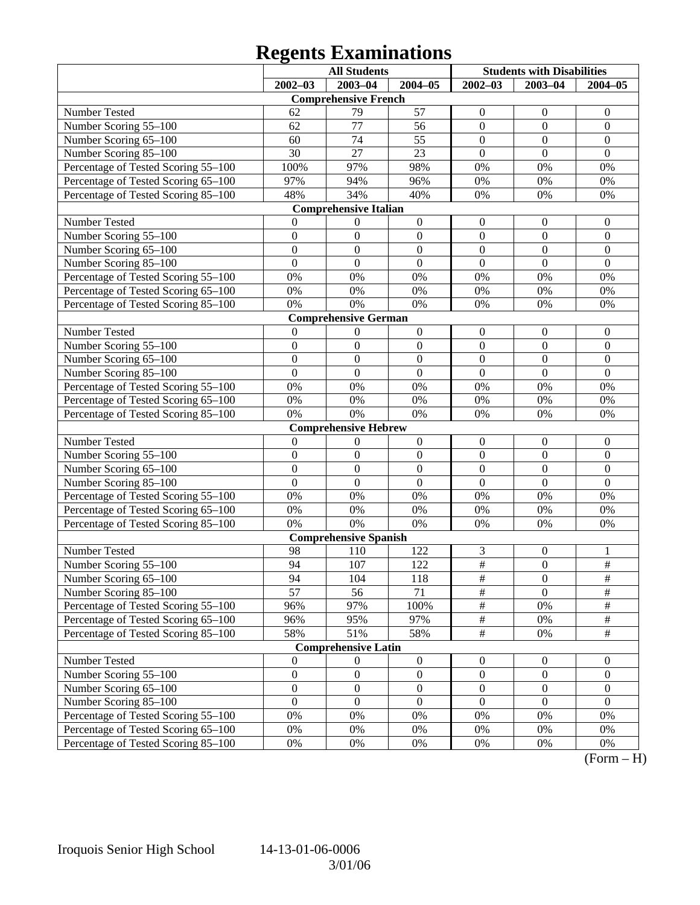# Regents Examinations

| | All Students | | | Students with Disabilities | | |
|---|---|---|---|---|---|---|
| | 2002–03 | 2003–04 | 2004–05 | 2002–03 | 2003–04 | 2004–05 |
| **Comprehensive French** | | | | | | |
| Number Tested | 62 | 79 | 57 | 0 | 0 | 0 |
| Number Scoring 55–100 | 62 | 77 | 56 | 0 | 0 | 0 |
| Number Scoring 65–100 | 60 | 74 | 55 | 0 | 0 | 0 |
| Number Scoring 85–100 | 30 | 27 | 23 | 0 | 0 | 0 |
| Percentage of Tested Scoring 55–100 | 100% | 97% | 98% | 0% | 0% | 0% |
| Percentage of Tested Scoring 65–100 | 97% | 94% | 96% | 0% | 0% | 0% |
| Percentage of Tested Scoring 85–100 | 48% | 34% | 40% | 0% | 0% | 0% |
| **Comprehensive Italian** | | | | | | |
| Number Tested | 0 | 0 | 0 | 0 | 0 | 0 |
| Number Scoring 55–100 | 0 | 0 | 0 | 0 | 0 | 0 |
| Number Scoring 65–100 | 0 | 0 | 0 | 0 | 0 | 0 |
| Number Scoring 85–100 | 0 | 0 | 0 | 0 | 0 | 0 |
| Percentage of Tested Scoring 55–100 | 0% | 0% | 0% | 0% | 0% | 0% |
| Percentage of Tested Scoring 65–100 | 0% | 0% | 0% | 0% | 0% | 0% |
| Percentage of Tested Scoring 85–100 | 0% | 0% | 0% | 0% | 0% | 0% |
| **Comprehensive German** | | | | | | |
| Number Tested | 0 | 0 | 0 | 0 | 0 | 0 |
| Number Scoring 55–100 | 0 | 0 | 0 | 0 | 0 | 0 |
| Number Scoring 65–100 | 0 | 0 | 0 | 0 | 0 | 0 |
| Number Scoring 85–100 | 0 | 0 | 0 | 0 | 0 | 0 |
| Percentage of Tested Scoring 55–100 | 0% | 0% | 0% | 0% | 0% | 0% |
| Percentage of Tested Scoring 65–100 | 0% | 0% | 0% | 0% | 0% | 0% |
| Percentage of Tested Scoring 85–100 | 0% | 0% | 0% | 0% | 0% | 0% |
| **Comprehensive Hebrew** | | | | | | |
| Number Tested | 0 | 0 | 0 | 0 | 0 | 0 |
| Number Scoring 55–100 | 0 | 0 | 0 | 0 | 0 | 0 |
| Number Scoring 65–100 | 0 | 0 | 0 | 0 | 0 | 0 |
| Number Scoring 85–100 | 0 | 0 | 0 | 0 | 0 | 0 |
| Percentage of Tested Scoring 55–100 | 0% | 0% | 0% | 0% | 0% | 0% |
| Percentage of Tested Scoring 65–100 | 0% | 0% | 0% | 0% | 0% | 0% |
| Percentage of Tested Scoring 85–100 | 0% | 0% | 0% | 0% | 0% | 0% |
| **Comprehensive Spanish** | | | | | | |
| Number Tested | 98 | 110 | 122 | 3 | 0 | 1 |
| Number Scoring 55–100 | 94 | 107 | 122 | # | 0 | # |
| Number Scoring 65–100 | 94 | 104 | 118 | # | 0 | # |
| Number Scoring 85–100 | 57 | 56 | 71 | # | 0 | # |
| Percentage of Tested Scoring 55–100 | 96% | 97% | 100% | # | 0% | # |
| Percentage of Tested Scoring 65–100 | 96% | 95% | 97% | # | 0% | # |
| Percentage of Tested Scoring 85–100 | 58% | 51% | 58% | # | 0% | # |
| **Comprehensive Latin** | | | | | | |
| Number Tested | 0 | 0 | 0 | 0 | 0 | 0 |
| Number Scoring 55–100 | 0 | 0 | 0 | 0 | 0 | 0 |
| Number Scoring 65–100 | 0 | 0 | 0 | 0 | 0 | 0 |
| Number Scoring 85–100 | 0 | 0 | 0 | 0 | 0 | 0 |
| Percentage of Tested Scoring 55–100 | 0% | 0% | 0% | 0% | 0% | 0% |
| Percentage of Tested Scoring 65–100 | 0% | 0% | 0% | 0% | 0% | 0% |
| Percentage of Tested Scoring 85–100 | 0% | 0% | 0% | 0% | 0% | 0% |

(Form – H)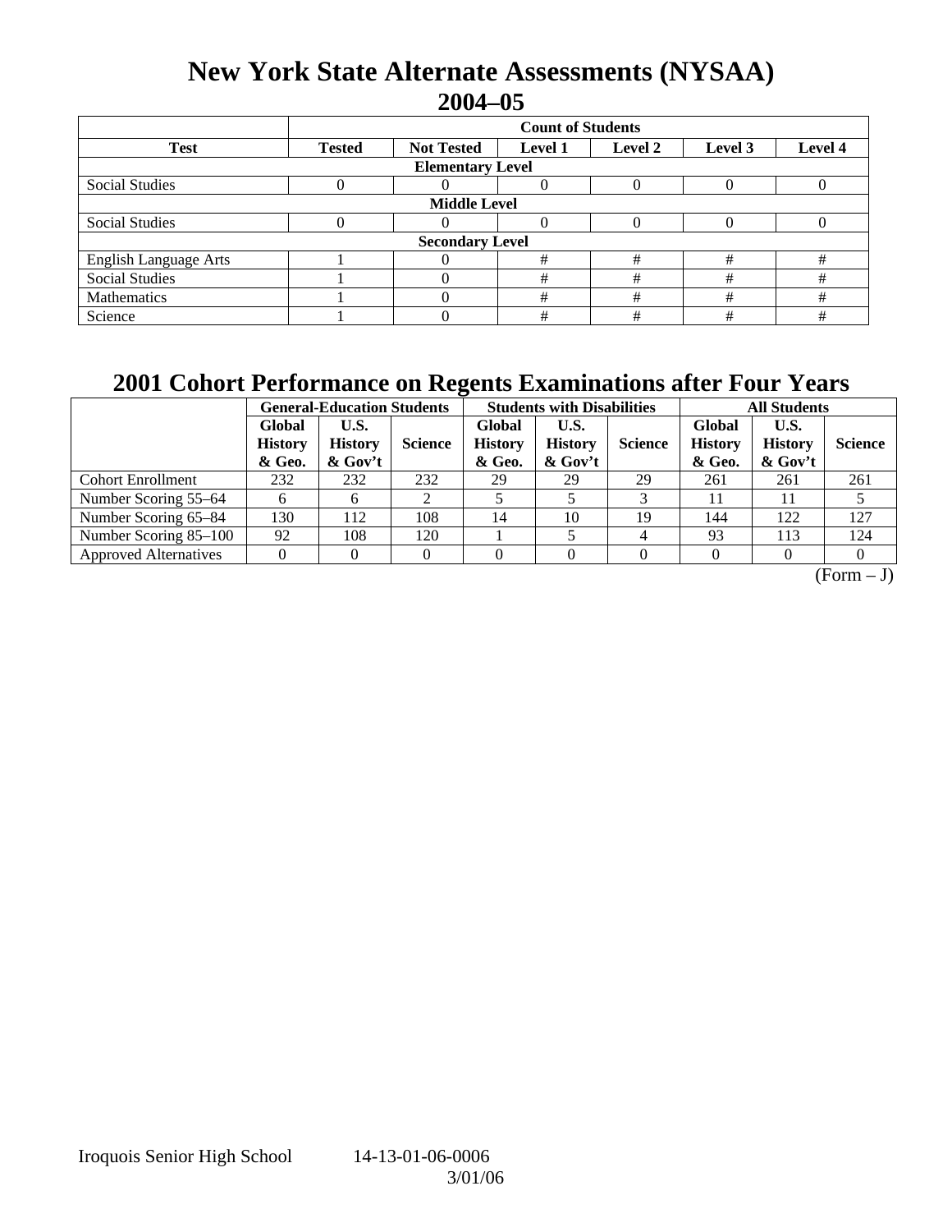# New York State Alternate Assessments (NYSAA)

## 2004–05

| | Count of Students | | | | | |
|---|---|---|---|---|---|---|
| **Test** | **Tested** | **Not Tested** | **Level 1** | **Level 2** | **Level 3** | **Level 4** |
| **Elementary Level** | | | | | | |
| Social Studies | 0 | 0 | 0 | 0 | 0 | 0 |
| **Middle Level** | | | | | | |
| Social Studies | 0 | 0 | 0 | 0 | 0 | 0 |
| **Secondary Level** | | | | | | |
| English Language Arts | 1 | 0 | # | # | # | # |
| Social Studies | 1 | 0 | # | # | # | # |
| Mathematics | 1 | 0 | # | # | # | # |
| Science | 1 | 0 | # | # | # | # |

## 2001 Cohort Performance on Regents Examinations after Four Years

| | General-Education Students | | | Students with Disabilities | | | All Students | | |
|---|---|---|---|---|---|---|---|---|---|
| | **Global History & Geo.** | **U.S. History & Gov't** | **Science** | **Global History & Geo.** | **U.S. History & Gov't** | **Science** | **Global History & Geo.** | **U.S. History & Gov't** | **Science** |
| Cohort Enrollment | 232 | 232 | 232 | 29 | 29 | 29 | 261 | 261 | 261 |
| Number Scoring 55–64 | 6 | 6 | 2 | 5 | 5 | 3 | 11 | 11 | 5 |
| Number Scoring 65–84 | 130 | 112 | 108 | 14 | 10 | 19 | 144 | 122 | 127 |
| Number Scoring 85–100 | 92 | 108 | 120 | 1 | 5 | 4 | 93 | 113 | 124 |
| Approved Alternatives | 0 | 0 | 0 | 0 | 0 | 0 | 0 | 0 | 0 |

(Form – J)

Iroquois Senior High School 14-13-01-06-0006

3/01/06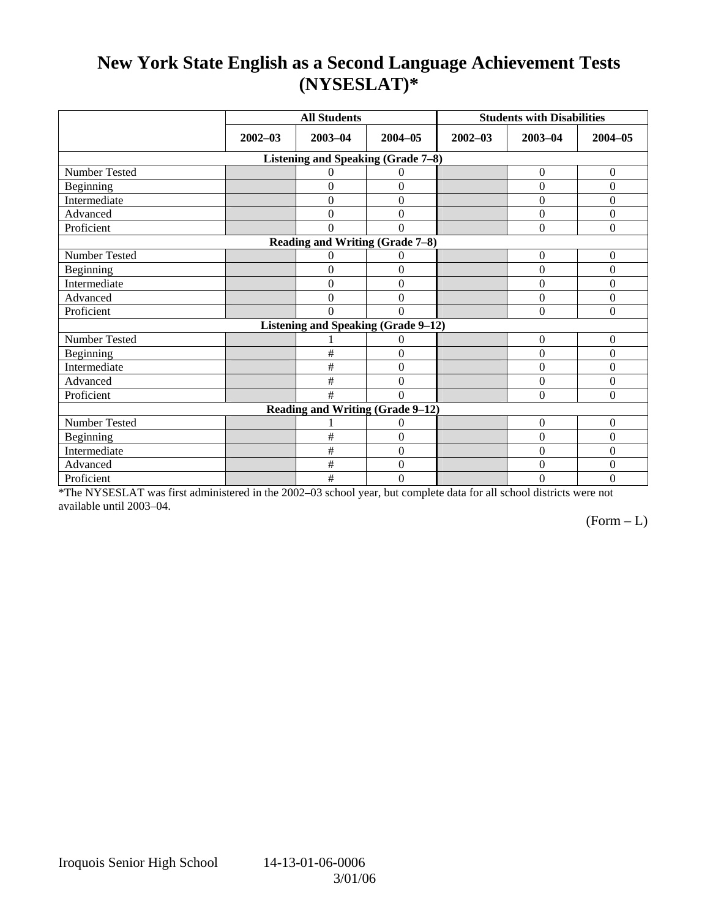# New York State English as a Second Language Achievement Tests (NYSESLAT)*

| | All Students | | | Students with Disabilities | | |
|---|---|---|---|---|---|---|
| | 2002–03 | 2003–04 | 2004–05 | 2002–03 | 2003–04 | 2004–05 |
| **Listening and Speaking (Grade 7–8)** | | | | | | |
| Number Tested | | 0 | 0 | | 0 | 0 |
| Beginning | | 0 | 0 | | 0 | 0 |
| Intermediate | | 0 | 0 | | 0 | 0 |
| Advanced | | 0 | 0 | | 0 | 0 |
| Proficient | | 0 | 0 | | 0 | 0 |
| **Reading and Writing (Grade 7–8)** | | | | | | |
| Number Tested | | 0 | 0 | | 0 | 0 |
| Beginning | | 0 | 0 | | 0 | 0 |
| Intermediate | | 0 | 0 | | 0 | 0 |
| Advanced | | 0 | 0 | | 0 | 0 |
| Proficient | | 0 | 0 | | 0 | 0 |
| **Listening and Speaking (Grade 9–12)** | | | | | | |
| Number Tested | | 1 | 0 | | 0 | 0 |
| Beginning | | # | 0 | | 0 | 0 |
| Intermediate | | # | 0 | | 0 | 0 |
| Advanced | | # | 0 | | 0 | 0 |
| Proficient | | # | 0 | | 0 | 0 |
| **Reading and Writing (Grade 9–12)** | | | | | | |
| Number Tested | | 1 | 0 | | 0 | 0 |
| Beginning | | # | 0 | | 0 | 0 |
| Intermediate | | # | 0 | | 0 | 0 |
| Advanced | | # | 0 | | 0 | 0 |
| Proficient | | # | 0 | | 0 | 0 |

*The NYSESLAT was first administered in the 2002–03 school year, but complete data for all school districts were not available until 2003–04.

(Form – L)

Iroquois Senior High School 14-13-01-06-0006
3/01/06